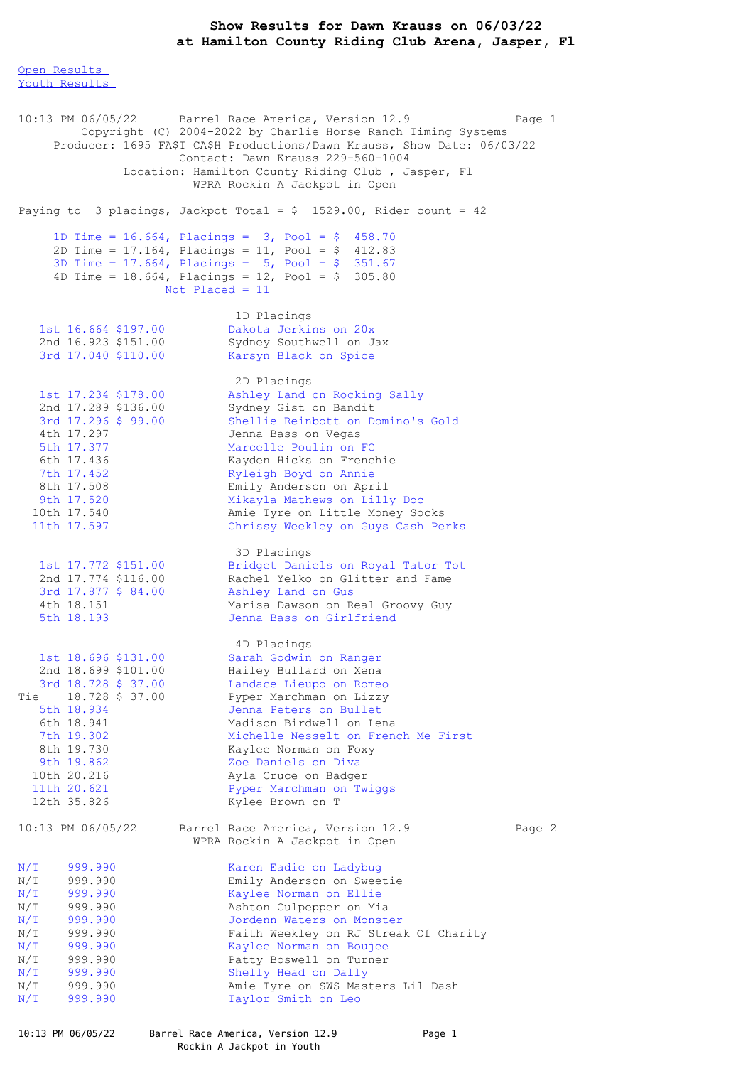# Show Results for Dawn Krauss on 06/03/22
## at Hamilton County Riding Club Arena, Jasper, Fl

[Open Results](#)
[Youth Results](#)

10:13 PM 06/05/22 Barrel Race America, Version 12.9 Page 1
Copyright (C) 2004-2022 by Charlie Horse Ranch Timing Systems
Producer: 1695 FA$T CA$H Productions/Dawn Krauss, Show Date: 06/03/22
Contact: Dawn Krauss 229-560-1004
Location: Hamilton County Riding Club , Jasper, Fl
WPRA Rockin A Jackpot in Open

Paying to 3 placings, Jackpot Total = $ 1529.00, Rider count = 42

1D Time = 16.664, Placings = 3, Pool = $ 458.70
2D Time = 17.164, Placings = 11, Pool = $ 412.83
3D Time = 17.664, Placings = 5, Pool = $ 351.67
4D Time = 18.664, Placings = 12, Pool = $ 305.80
Not Placed = 11

### 1D Placings

| Place | Time | Payout | Rider |
|---|---|---|---|
| 1st | 16.664 | $197.00 | Dakota Jerkins on 20x |
| 2nd | 16.923 | $151.00 | Sydney Southwell on Jax |
| 3rd | 17.040 | $110.00 | Karsyn Black on Spice |

### 2D Placings

| Place | Time | Payout | Rider |
|---|---|---|---|
| 1st | 17.234 | $178.00 | Ashley Land on Rocking Sally |
| 2nd | 17.289 | $136.00 | Sydney Gist on Bandit |
| 3rd | 17.296 | $ 99.00 | Shellie Reinbott on Domino's Gold |
| 4th | 17.297 | | Jenna Bass on Vegas |
| 5th | 17.377 | | Marcelle Poulin on FC |
| 6th | 17.436 | | Kayden Hicks on Frenchie |
| 7th | 17.452 | | Ryleigh Boyd on Annie |
| 8th | 17.508 | | Emily Anderson on April |
| 9th | 17.520 | | Mikayla Mathews on Lilly Doc |
| 10th | 17.540 | | Amie Tyre on Little Money Socks |
| 11th | 17.597 | | Chrissy Weekley on Guys Cash Perks |

### 3D Placings

| Place | Time | Payout | Rider |
|---|---|---|---|
| 1st | 17.772 | $151.00 | Bridget Daniels on Royal Tator Tot |
| 2nd | 17.774 | $116.00 | Rachel Yelko on Glitter and Fame |
| 3rd | 17.877 | $ 84.00 | Ashley Land on Gus |
| 4th | 18.151 | | Marisa Dawson on Real Groovy Guy |
| 5th | 18.193 | | Jenna Bass on Girlfriend |

### 4D Placings

| Place | Time | Payout | Rider |
|---|---|---|---|
| 1st | 18.696 | $131.00 | Sarah Godwin on Ranger |
| 2nd | 18.699 | $101.00 | Hailey Bullard on Xena |
| 3rd | 18.728 | $ 37.00 | Landace Lieupo on Romeo |
| Tie | 18.728 | $ 37.00 | Pyper Marchman on Lizzy |
| 5th | 18.934 | | Jenna Peters on Bullet |
| 6th | 18.941 | | Madison Birdwell on Lena |
| 7th | 19.302 | | Michelle Nesselt on French Me First |
| 8th | 19.730 | | Kaylee Norman on Foxy |
| 9th | 19.862 | | Zoe Daniels on Diva |
| 10th | 20.216 | | Ayla Cruce on Badger |
| 11th | 20.621 | | Pyper Marchman on Twiggs |
| 12th | 35.826 | | Kylee Brown on T |

10:13 PM 06/05/22 Barrel Race America, Version 12.9 Page 2
WPRA Rockin A Jackpot in Open

| Place | Time | Rider |
|---|---|---|
| N/T | 999.990 | Karen Eadie on Ladybug |
| N/T | 999.990 | Emily Anderson on Sweetie |
| N/T | 999.990 | Kaylee Norman on Ellie |
| N/T | 999.990 | Ashton Culpepper on Mia |
| N/T | 999.990 | Jordenn Waters on Monster |
| N/T | 999.990 | Faith Weekley on RJ Streak Of Charity |
| N/T | 999.990 | Kaylee Norman on Boujee |
| N/T | 999.990 | Patty Boswell on Turner |
| N/T | 999.990 | Shelly Head on Dally |
| N/T | 999.990 | Amie Tyre on SWS Masters Lil Dash |
| N/T | 999.990 | Taylor Smith on Leo |

10:13 PM 06/05/22 Barrel Race America, Version 12.9 Page 1
Rockin A Jackpot in Youth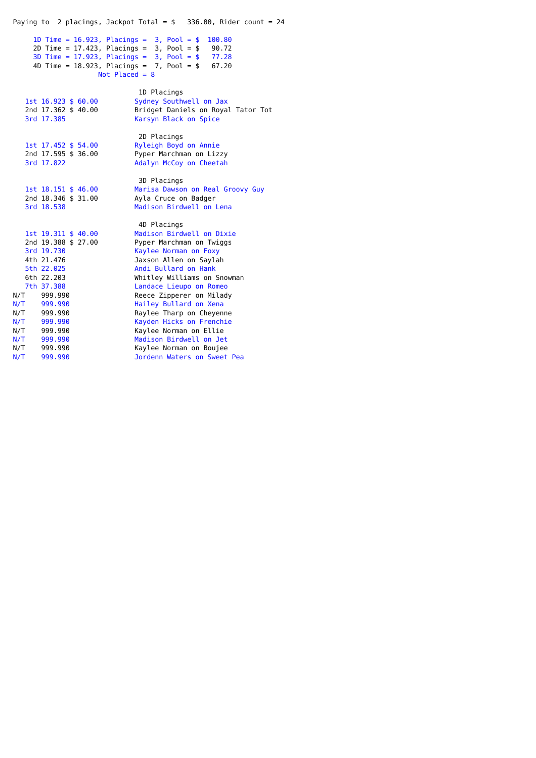Paying to 2 placings, Jackpot Total = $ 336.00, Rider count = 24

1D Time = 16.923, Placings = 3, Pool = $ 100.80
2D Time = 17.423, Placings = 3, Pool = $ 90.72
3D Time = 17.923, Placings = 3, Pool = $ 77.28
4D Time = 18.923, Placings = 7, Pool = $ 67.20
Not Placed = 8

### 1D Placings

| | |
|---|---|
| 1st 16.923 $ 60.00 | Sydney Southwell on Jax |
| 2nd 17.362 $ 40.00 | Bridget Daniels on Royal Tator Tot |
| 3rd 17.385 | Karsyn Black on Spice |

### 2D Placings

| | |
|---|---|
| 1st 17.452 $ 54.00 | Ryleigh Boyd on Annie |
| 2nd 17.595 $ 36.00 | Pyper Marchman on Lizzy |
| 3rd 17.822 | Adalyn McCoy on Cheetah |

### 3D Placings

| | |
|---|---|
| 1st 18.151 $ 46.00 | Marisa Dawson on Real Groovy Guy |
| 2nd 18.346 $ 31.00 | Ayla Cruce on Badger |
| 3rd 18.538 | Madison Birdwell on Lena |

### 4D Placings

| | |
|---|---|
| 1st 19.311 $ 40.00 | Madison Birdwell on Dixie |
| 2nd 19.388 $ 27.00 | Pyper Marchman on Twiggs |
| 3rd 19.730 | Kaylee Norman on Foxy |
| 4th 21.476 | Jaxson Allen on Saylah |
| 5th 22.025 | Andi Bullard on Hank |
| 6th 22.203 | Whitley Williams on Snowman |
| 7th 37.388 | Landace Lieupo on Romeo |
| N/T 999.990 | Reece Zipperer on Milady |
| N/T 999.990 | Hailey Bullard on Xena |
| N/T 999.990 | Raylee Tharp on Cheyenne |
| N/T 999.990 | Kayden Hicks on Frenchie |
| N/T 999.990 | Kaylee Norman on Ellie |
| N/T 999.990 | Madison Birdwell on Jet |
| N/T 999.990 | Kaylee Norman on Boujee |
| N/T 999.990 | Jordenn Waters on Sweet Pea |